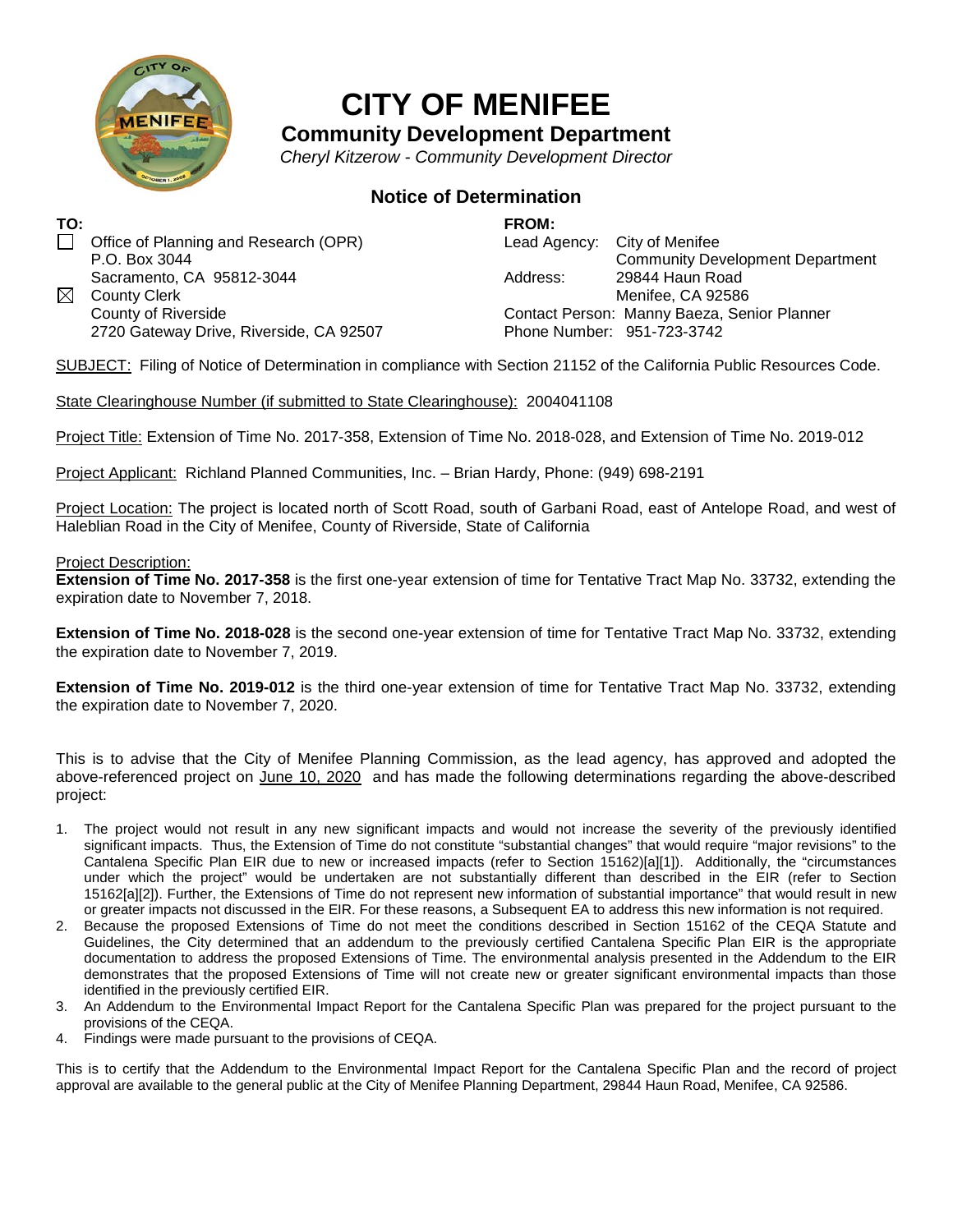# CITY OF MENIFEE

## Community Development Department

*Cheryl Kitzerow - Community Development Director*

### Notice of Determination

**TO:**

☐ Office of Planning and Research (OPR)
P.O. Box 3044
Sacramento, CA 95812-3044

☒ County Clerk
County of Riverside
2720 Gateway Drive, Riverside, CA 92507

**FROM:**

Lead Agency: City of Menifee
Community Development Department
Address: 29844 Haun Road
Menifee, CA 92586
Contact Person: Manny Baeza, Senior Planner
Phone Number: 951-723-3742

SUBJECT: Filing of Notice of Determination in compliance with Section 21152 of the California Public Resources Code.

State Clearinghouse Number (if submitted to State Clearinghouse): 2004041108

Project Title: Extension of Time No. 2017-358, Extension of Time No. 2018-028, and Extension of Time No. 2019-012

Project Applicant: Richland Planned Communities, Inc. – Brian Hardy, Phone: (949) 698-2191

Project Location: The project is located north of Scott Road, south of Garbani Road, east of Antelope Road, and west of Haleblian Road in the City of Menifee, County of Riverside, State of California

Project Description:

**Extension of Time No. 2017-358** is the first one-year extension of time for Tentative Tract Map No. 33732, extending the expiration date to November 7, 2018.

**Extension of Time No. 2018-028** is the second one-year extension of time for Tentative Tract Map No. 33732, extending the expiration date to November 7, 2019.

**Extension of Time No. 2019-012** is the third one-year extension of time for Tentative Tract Map No. 33732, extending the expiration date to November 7, 2020.

This is to advise that the City of Menifee Planning Commission, as the lead agency, has approved and adopted the above-referenced project on June 10, 2020 and has made the following determinations regarding the above-described project:

1. The project would not result in any new significant impacts and would not increase the severity of the previously identified significant impacts. Thus, the Extension of Time do not constitute "substantial changes" that would require "major revisions" to the Cantalena Specific Plan EIR due to new or increased impacts (refer to Section 15162)[a][1]). Additionally, the "circumstances under which the project" would be undertaken are not substantially different than described in the EIR (refer to Section 15162[a][2]). Further, the Extensions of Time do not represent new information of substantial importance" that would result in new or greater impacts not discussed in the EIR. For these reasons, a Subsequent EA to address this new information is not required.
2. Because the proposed Extensions of Time do not meet the conditions described in Section 15162 of the CEQA Statute and Guidelines, the City determined that an addendum to the previously certified Cantalena Specific Plan EIR is the appropriate documentation to address the proposed Extensions of Time. The environmental analysis presented in the Addendum to the EIR demonstrates that the proposed Extensions of Time will not create new or greater significant environmental impacts than those identified in the previously certified EIR.
3. An Addendum to the Environmental Impact Report for the Cantalena Specific Plan was prepared for the project pursuant to the provisions of the CEQA.
4. Findings were made pursuant to the provisions of CEQA.

This is to certify that the Addendum to the Environmental Impact Report for the Cantalena Specific Plan and the record of project approval are available to the general public at the City of Menifee Planning Department, 29844 Haun Road, Menifee, CA 92586.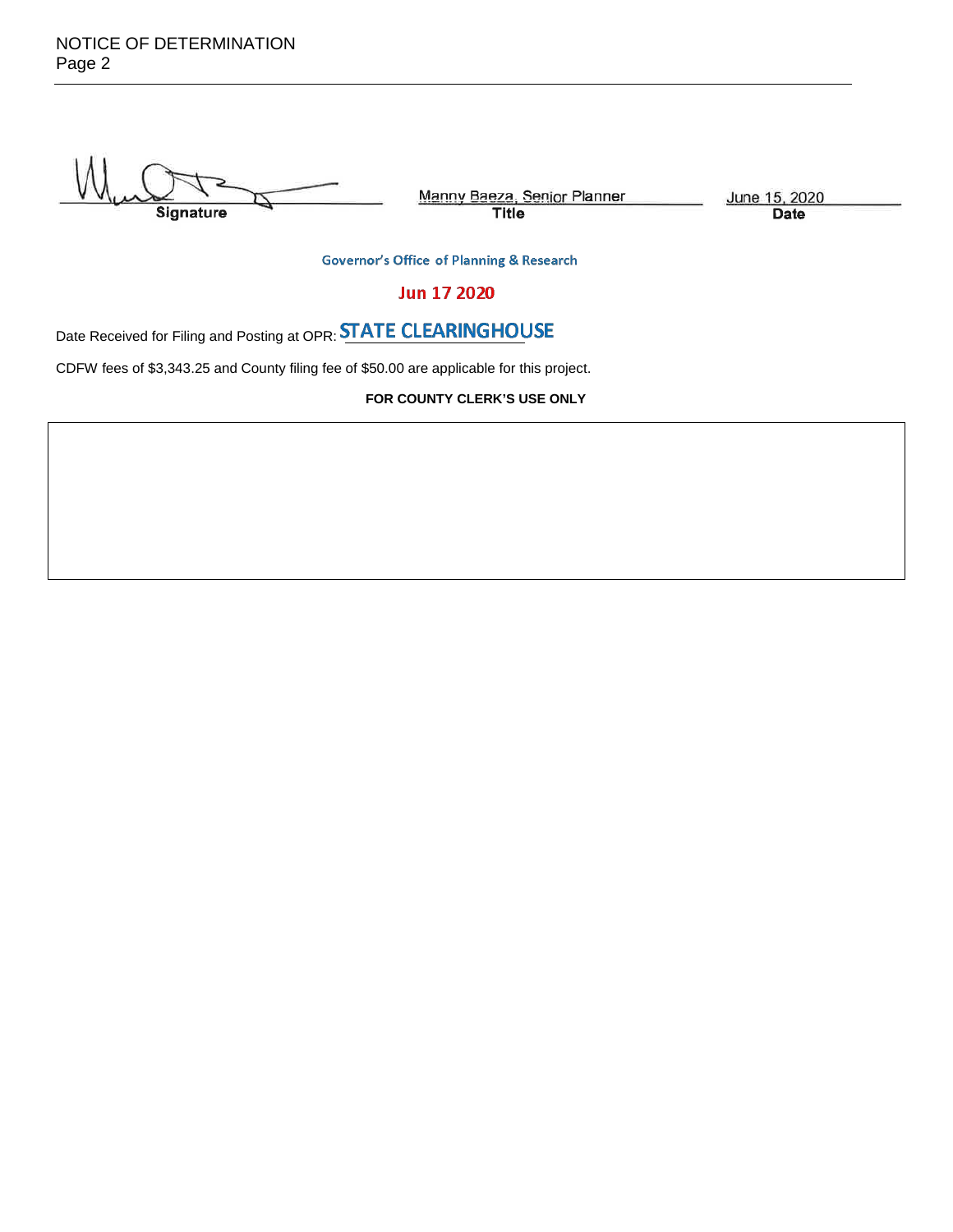NOTICE OF DETERMINATION
Page 2

| | | |
|---|---|---|
| | Manny Baeza, Senior Planner | June 15, 2020 |
| **Signature** | **Title** | **Date** |

Governor's Office of Planning & Research

**Jun 17 2020**

Date Received for Filing and Posting at OPR: **STATE CLEARINGHOUSE**

CDFW fees of $3,343.25 and County filing fee of $50.00 are applicable for this project.

**FOR COUNTY CLERK'S USE ONLY**